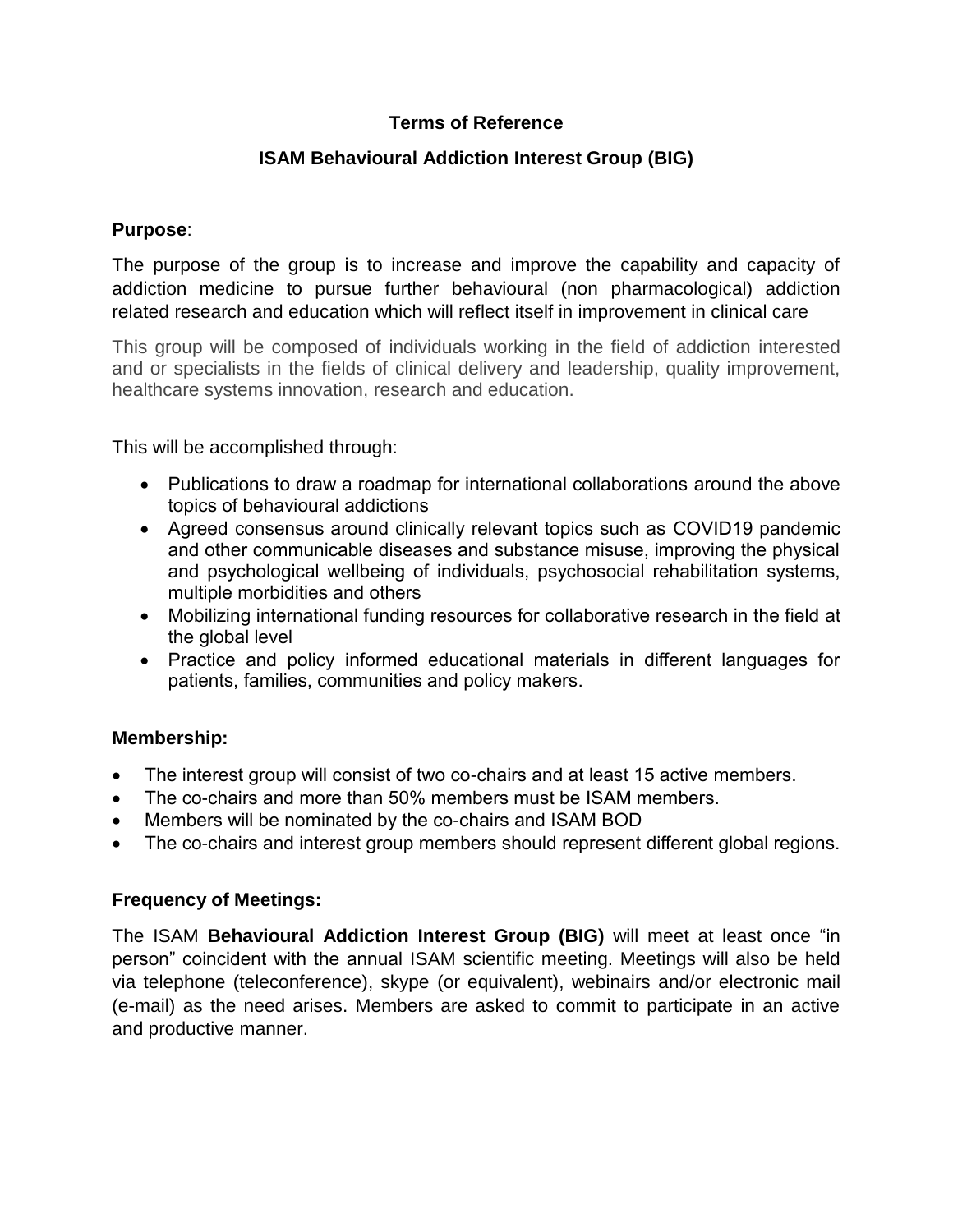# Terms of Reference

## ISAM Behavioural Addiction Interest Group (BIG)

**Purpose**:

The purpose of the group is to increase and improve the capability and capacity of addiction medicine to pursue further behavioural (non pharmacological) addiction related research and education which will reflect itself in improvement in clinical care

This group will be composed of individuals working in the field of addiction interested and or specialists in the fields of clinical delivery and leadership, quality improvement, healthcare systems innovation, research and education.

This will be accomplished through:

- Publications to draw a roadmap for international collaborations around the above topics of behavioural addictions
- Agreed consensus around clinically relevant topics such as COVID19 pandemic and other communicable diseases and substance misuse, improving the physical and psychological wellbeing of individuals, psychosocial rehabilitation systems, multiple morbidities and others
- Mobilizing international funding resources for collaborative research in the field at the global level
- Practice and policy informed educational materials in different languages for patients, families, communities and policy makers.

**Membership:**

- The interest group will consist of two co-chairs and at least 15 active members.
- The co-chairs and more than 50% members must be ISAM members.
- Members will be nominated by the co-chairs and ISAM BOD
- The co-chairs and interest group members should represent different global regions.

**Frequency of Meetings:**

The ISAM **Behavioural Addiction Interest Group (BIG)** will meet at least once "in person" coincident with the annual ISAM scientific meeting. Meetings will also be held via telephone (teleconference), skype (or equivalent), webinairs and/or electronic mail (e-mail) as the need arises. Members are asked to commit to participate in an active and productive manner.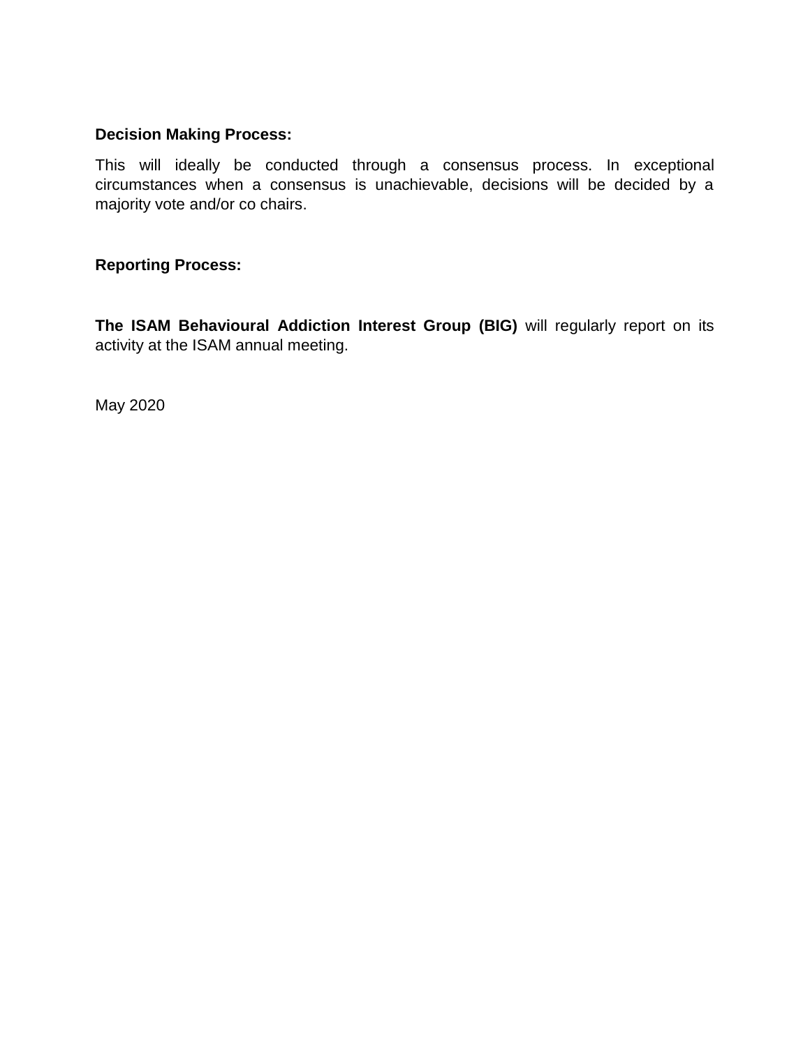**Decision Making Process:**

This will ideally be conducted through a consensus process. In exceptional circumstances when a consensus is unachievable, decisions will be decided by a majority vote and/or co chairs.

**Reporting Process:**

**The ISAM Behavioural Addiction Interest Group (BIG)** will regularly report on its activity at the ISAM annual meeting.

May 2020